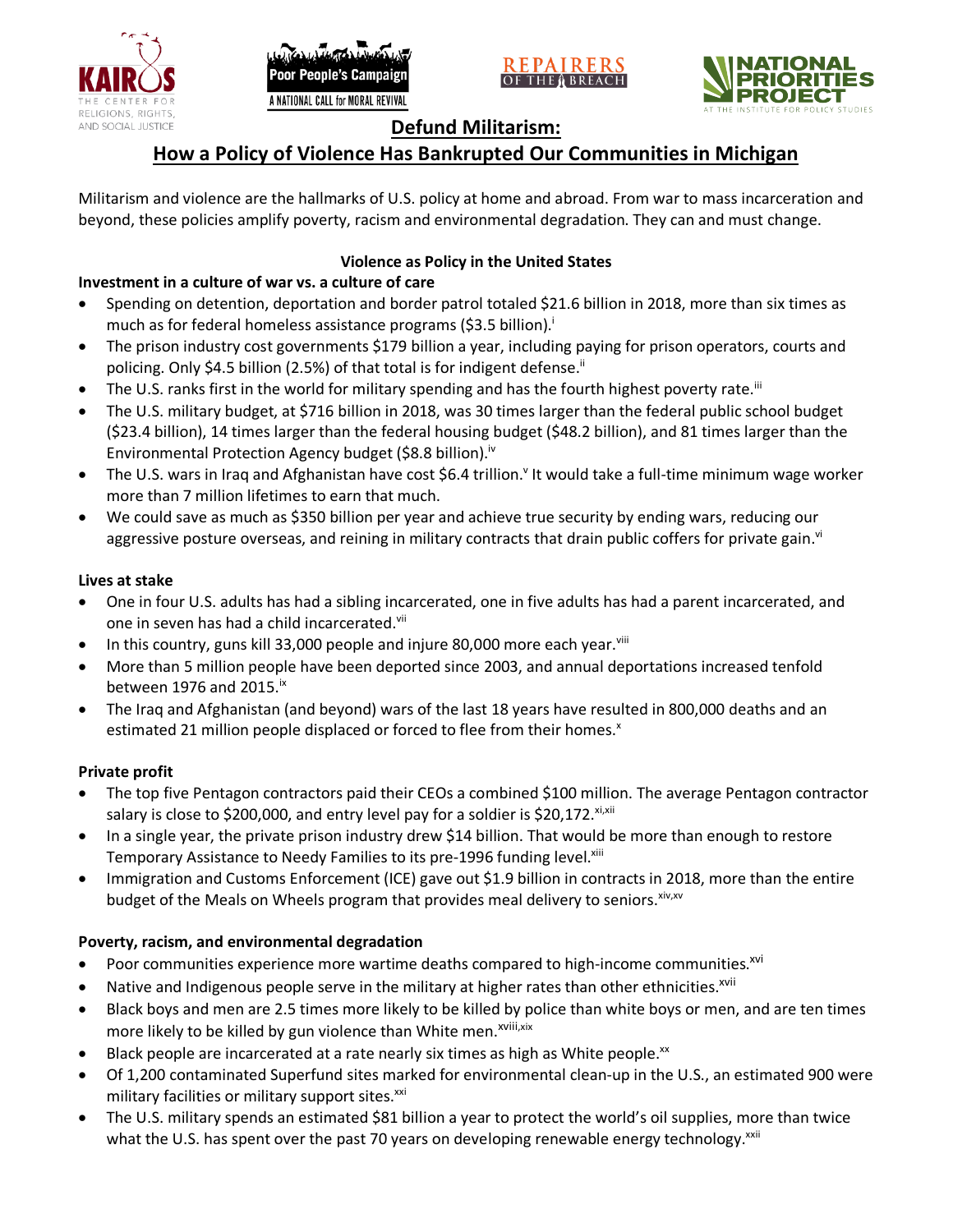# Defund Militarism:

## How a Policy of Violence Has Bankrupted Our Communities in Michigan

Militarism and violence are the hallmarks of U.S. policy at home and abroad. From war to mass incarceration and beyond, these policies amplify poverty, racism and environmental degradation. They can and must change.

### Violence as Policy in the United States

**Investment in a culture of war vs. a culture of care**

- Spending on detention, deportation and border patrol totaled $21.6 billion in 2018, more than six times as much as for federal homeless assistance programs ($3.5 billion).[i]
- The prison industry cost governments $179 billion a year, including paying for prison operators, courts and policing. Only $4.5 billion (2.5%) of that total is for indigent defense.[ii]
- The U.S. ranks first in the world for military spending and has the fourth highest poverty rate.[iii]
- The U.S. military budget, at $716 billion in 2018, was 30 times larger than the federal public school budget ($23.4 billion), 14 times larger than the federal housing budget ($48.2 billion), and 81 times larger than the Environmental Protection Agency budget ($8.8 billion).[iv]
- The U.S. wars in Iraq and Afghanistan have cost $6.4 trillion.[v] It would take a full-time minimum wage worker more than 7 million lifetimes to earn that much.
- We could save as much as $350 billion per year and achieve true security by ending wars, reducing our aggressive posture overseas, and reining in military contracts that drain public coffers for private gain.[vi]

**Lives at stake**

- One in four U.S. adults has had a sibling incarcerated, one in five adults has had a parent incarcerated, and one in seven has had a child incarcerated.[vii]
- In this country, guns kill 33,000 people and injure 80,000 more each year.[viii]
- More than 5 million people have been deported since 2003, and annual deportations increased tenfold between 1976 and 2015.[ix]
- The Iraq and Afghanistan (and beyond) wars of the last 18 years have resulted in 800,000 deaths and an estimated 21 million people displaced or forced to flee from their homes.[x]

**Private profit**

- The top five Pentagon contractors paid their CEOs a combined $100 million. The average Pentagon contractor salary is close to $200,000, and entry level pay for a soldier is $20,172.[xi,xii]
- In a single year, the private prison industry drew $14 billion. That would be more than enough to restore Temporary Assistance to Needy Families to its pre-1996 funding level.[xiii]
- Immigration and Customs Enforcement (ICE) gave out $1.9 billion in contracts in 2018, more than the entire budget of the Meals on Wheels program that provides meal delivery to seniors.[xiv,xv]

**Poverty, racism, and environmental degradation**

- Poor communities experience more wartime deaths compared to high-income communities.[xvi]
- Native and Indigenous people serve in the military at higher rates than other ethnicities.[xvii]
- Black boys and men are 2.5 times more likely to be killed by police than white boys or men, and are ten times more likely to be killed by gun violence than White men.[xviii,xix]
- Black people are incarcerated at a rate nearly six times as high as White people.[xx]
- Of 1,200 contaminated Superfund sites marked for environmental clean-up in the U.S., an estimated 900 were military facilities or military support sites.[xxi]
- The U.S. military spends an estimated $81 billion a year to protect the world's oil supplies, more than twice what the U.S. has spent over the past 70 years on developing renewable energy technology.[xxii]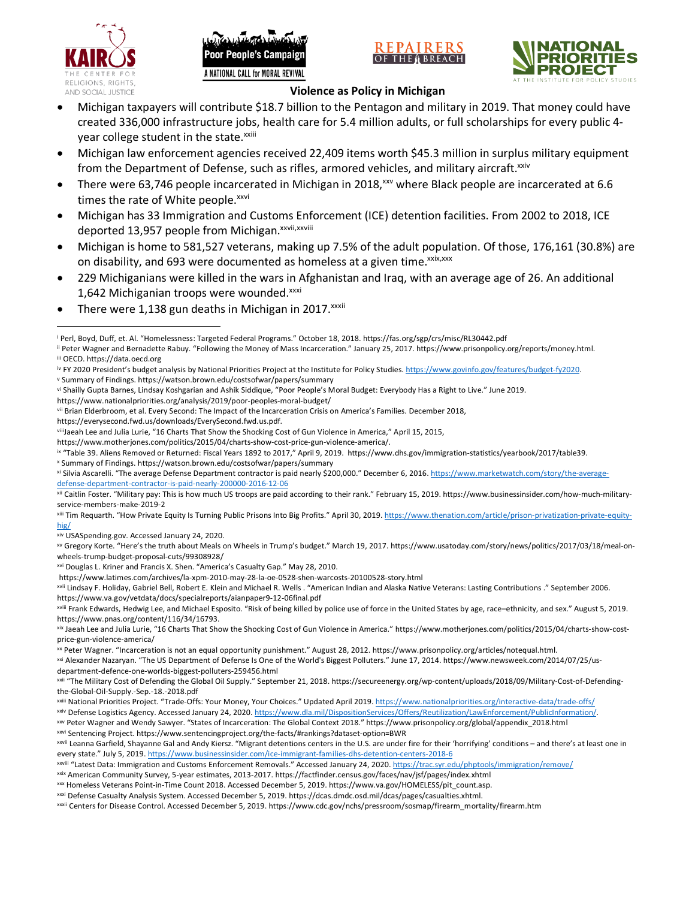## Violence as Policy in Michigan

- Michigan taxpayers will contribute $18.7 billion to the Pentagon and military in 2019. That money could have created 336,000 infrastructure jobs, health care for 5.4 million adults, or full scholarships for every public 4-year college student in the state.[xxiii]
- Michigan law enforcement agencies received 22,409 items worth $45.3 million in surplus military equipment from the Department of Defense, such as rifles, armored vehicles, and military aircraft.[xxiv]
- There were 63,746 people incarcerated in Michigan in 2018,[xxv] where Black people are incarcerated at 6.6 times the rate of White people.[xxvi]
- Michigan has 33 Immigration and Customs Enforcement (ICE) detention facilities. From 2002 to 2018, ICE deported 13,957 people from Michigan.[xxvii,xxviii]
- Michigan is home to 581,527 veterans, making up 7.5% of the adult population. Of those, 176,161 (30.8%) are on disability, and 693 were documented as homeless at a given time.[xxix,xxx]
- 229 Michiganians were killed in the wars in Afghanistan and Iraq, with an average age of 26. An additional 1,642 Michiganian troops were wounded.[xxxi]
- There were 1,138 gun deaths in Michigan in 2017.[xxxii]

---

[i] Perl, Boyd, Duff, et. Al. "Homelessness: Targeted Federal Programs." October 18, 2018. https://fas.org/sgp/crs/misc/RL30442.pdf

[ii] Peter Wagner and Bernadette Rabuy. "Following the Money of Mass Incarceration." January 25, 2017. https://www.prisonpolicy.org/reports/money.html.

[iii] OECD. https://data.oecd.org

[iv] FY 2020 President's budget analysis by National Priorities Project at the Institute for Policy Studies. https://www.govinfo.gov/features/budget-fy2020.

[v] Summary of Findings. https://watson.brown.edu/costsofwar/papers/summary

[vi] Shailly Gupta Barnes, Lindsay Koshgarian and Ashik Siddique, "Poor People's Moral Budget: Everybody Has a Right to Live." June 2019. https://www.nationalpriorities.org/analysis/2019/poor-peoples-moral-budget/

[vii] Brian Elderbroom, et al. Every Second: The Impact of the Incarceration Crisis on America's Families. December 2018, https://everysecond.fwd.us/downloads/EverySecond.fwd.us.pdf.

[viii] Jaeah Lee and Julia Lurie, "16 Charts That Show the Shocking Cost of Gun Violence in America," April 15, 2015, https://www.motherjones.com/politics/2015/04/charts-show-cost-price-gun-violence-america/.

[ix] "Table 39. Aliens Removed or Returned: Fiscal Years 1892 to 2017," April 9, 2019. https://www.dhs.gov/immigration-statistics/yearbook/2017/table39.

[x] Summary of Findings. https://watson.brown.edu/costsofwar/papers/summary

[xi] Silvia Ascarelli. "The average Defense Department contractor is paid nearly $200,000." December 6, 2016. https://www.marketwatch.com/story/the-average-defense-department-contractor-is-paid-nearly-200000-2016-12-06

[xii] Caitlin Foster. "Military pay: This is how much US troops are paid according to their rank." February 15, 2019. https://www.businessinsider.com/how-much-military-service-members-make-2019-2

[xiii] Tim Requarth. "How Private Equity Is Turning Public Prisons Into Big Profits." April 30, 2019. https://www.thenation.com/article/prison-privatization-private-equity-hig/

[xiv] USASpending.gov. Accessed January 24, 2020.

[xv] Gregory Korte. "Here's the truth about Meals on Wheels in Trump's budget." March 19, 2017. https://www.usatoday.com/story/news/politics/2017/03/18/meal-on-wheels-trump-budget-proposal-cuts/99308928/

[xvi] Douglas L. Kriner and Francis X. Shen. "America's Casualty Gap." May 28, 2010. https://www.latimes.com/archives/la-xpm-2010-may-28-la-oe-0528-shen-warcosts-20100528-story.html

[xvii] Lindsay F. Holiday, Gabriel Bell, Robert E. Klein and Michael R. Wells . "American Indian and Alaska Native Veterans: Lasting Contributions ." September 2006. https://www.va.gov/vetdata/docs/specialreports/aianpaper9-12-06final.pdf

[xviii] Frank Edwards, Hedwig Lee, and Michael Esposito. "Risk of being killed by police use of force in the United States by age, race–ethnicity, and sex." August 5, 2019. https://www.pnas.org/content/116/34/16793.

[xix] Jaeah Lee and Julia Lurie, "16 Charts That Show the Shocking Cost of Gun Violence in America." https://www.motherjones.com/politics/2015/04/charts-show-cost-price-gun-violence-america/

[xx] Peter Wagner. "Incarceration is not an equal opportunity punishment." August 28, 2012. https://www.prisonpolicy.org/articles/notequal.html.

[xxi] Alexander Nazaryan. "The US Department of Defense Is One of the World's Biggest Polluters." June 17, 2014. https://www.newsweek.com/2014/07/25/us-department-defence-one-worlds-biggest-polluters-259456.html

[xxii] "The Military Cost of Defending the Global Oil Supply." September 21, 2018. https://secureenergy.org/wp-content/uploads/2018/09/Military-Cost-of-Defending-the-Global-Oil-Supply.-Sep.-18.-2018.pdf

[xxiii] National Priorities Project. "Trade-Offs: Your Money, Your Choices." Updated April 2019. https://www.nationalpriorities.org/interactive-data/trade-offs/

[xxiv] Defense Logistics Agency. Accessed January 24, 2020. https://www.dla.mil/DispositionServices/Offers/Reutilization/LawEnforcement/PublicInformation/.

[xxv] Peter Wagner and Wendy Sawyer. "States of Incarceration: The Global Context 2018." https://www.prisonpolicy.org/global/appendix_2018.html

[xxvi] Sentencing Project. https://www.sentencingproject.org/the-facts/#rankings?dataset-option=BWR

[xxvii] Leanna Garfield, Shayanne Gal and Andy Kiersz. "Migrant detentions centers in the U.S. are under fire for their 'horrifying' conditions – and there's at least one in every state." July 5, 2019. https://www.businessinsider.com/ice-immigrant-families-dhs-detention-centers-2018-6

[xxviii] "Latest Data: Immigration and Customs Enforcement Removals." Accessed January 24, 2020. https://trac.syr.edu/phptools/immigration/remove/

[xxix] American Community Survey, 5-year estimates, 2013-2017. https://factfinder.census.gov/faces/nav/jsf/pages/index.xhtml

[xxx] Homeless Veterans Point-in-Time Count 2018. Accessed December 5, 2019. https://www.va.gov/HOMELESS/pit_count.asp.

[xxxi] Defense Casualty Analysis System. Accessed December 5, 2019. https://dcas.dmdc.osd.mil/dcas/pages/casualties.xhtml.

[xxxii] Centers for Disease Control. Accessed December 5, 2019. https://www.cdc.gov/nchs/pressroom/sosmap/firearm_mortality/firearm.htm